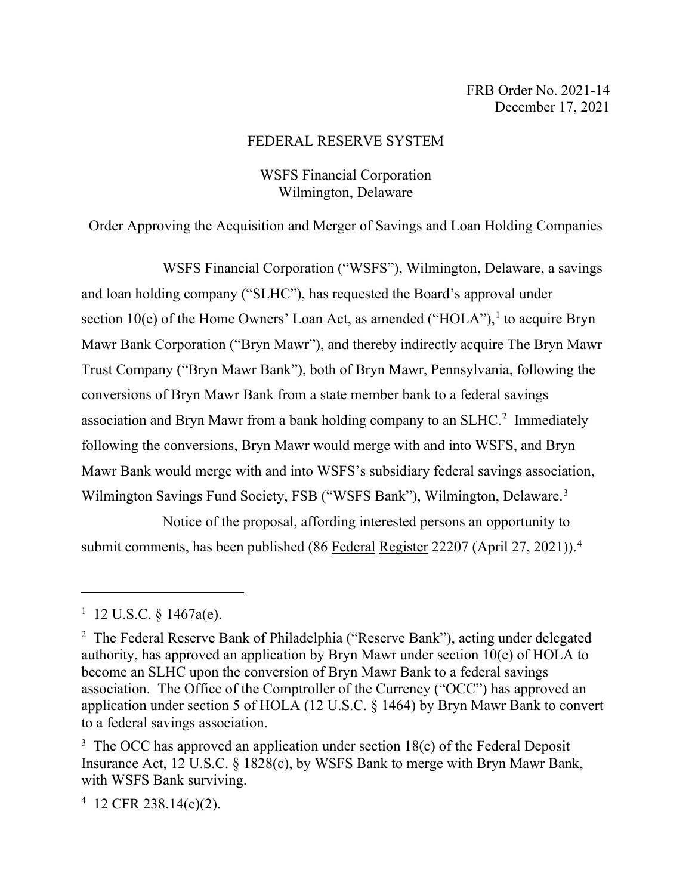FRB Order No. 2021-14
December 17, 2021

FEDERAL RESERVE SYSTEM

WSFS Financial Corporation
Wilmington, Delaware

Order Approving the Acquisition and Merger of Savings and Loan Holding Companies

WSFS Financial Corporation ("WSFS"), Wilmington, Delaware, a savings and loan holding company ("SLHC"), has requested the Board's approval under section 10(e) of the Home Owners' Loan Act, as amended ("HOLA"),[1] to acquire Bryn Mawr Bank Corporation ("Bryn Mawr"), and thereby indirectly acquire The Bryn Mawr Trust Company ("Bryn Mawr Bank"), both of Bryn Mawr, Pennsylvania, following the conversions of Bryn Mawr Bank from a state member bank to a federal savings association and Bryn Mawr from a bank holding company to an SLHC.[2] Immediately following the conversions, Bryn Mawr would merge with and into WSFS, and Bryn Mawr Bank would merge with and into WSFS's subsidiary federal savings association, Wilmington Savings Fund Society, FSB ("WSFS Bank"), Wilmington, Delaware.[3]

Notice of the proposal, affording interested persons an opportunity to submit comments, has been published (86 Federal Register 22207 (April 27, 2021)).[4]

---

[1] 12 U.S.C. § 1467a(e).

[2] The Federal Reserve Bank of Philadelphia ("Reserve Bank"), acting under delegated authority, has approved an application by Bryn Mawr under section 10(e) of HOLA to become an SLHC upon the conversion of Bryn Mawr Bank to a federal savings association. The Office of the Comptroller of the Currency ("OCC") has approved an application under section 5 of HOLA (12 U.S.C. § 1464) by Bryn Mawr Bank to convert to a federal savings association.

[3] The OCC has approved an application under section 18(c) of the Federal Deposit Insurance Act, 12 U.S.C. § 1828(c), by WSFS Bank to merge with Bryn Mawr Bank, with WSFS Bank surviving.

[4] 12 CFR 238.14(c)(2).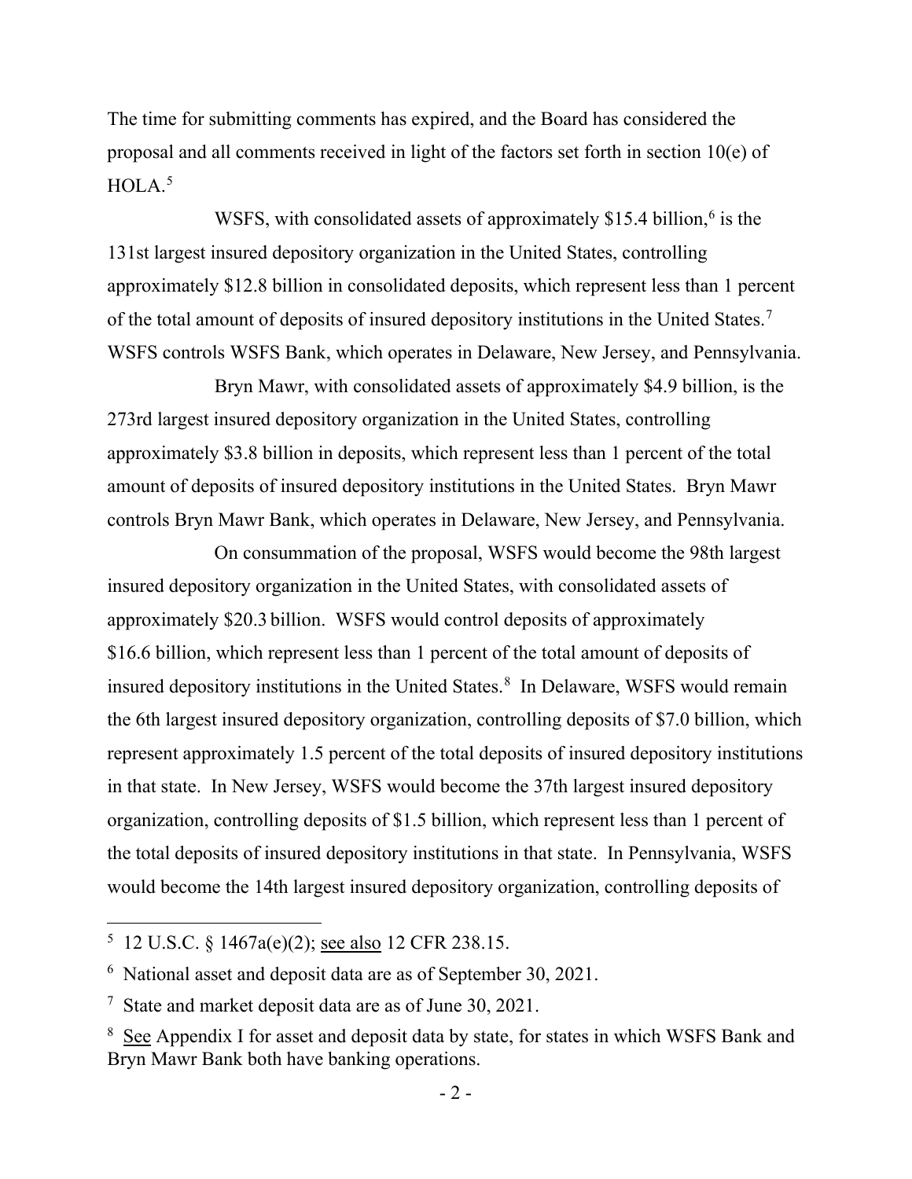The time for submitting comments has expired, and the Board has considered the proposal and all comments received in light of the factors set forth in section 10(e) of HOLA.[5]

WSFS, with consolidated assets of approximately $15.4 billion,[6] is the 131st largest insured depository organization in the United States, controlling approximately $12.8 billion in consolidated deposits, which represent less than 1 percent of the total amount of deposits of insured depository institutions in the United States.[7] WSFS controls WSFS Bank, which operates in Delaware, New Jersey, and Pennsylvania.

Bryn Mawr, with consolidated assets of approximately $4.9 billion, is the 273rd largest insured depository organization in the United States, controlling approximately $3.8 billion in deposits, which represent less than 1 percent of the total amount of deposits of insured depository institutions in the United States. Bryn Mawr controls Bryn Mawr Bank, which operates in Delaware, New Jersey, and Pennsylvania.

On consummation of the proposal, WSFS would become the 98th largest insured depository organization in the United States, with consolidated assets of approximately $20.3 billion. WSFS would control deposits of approximately $16.6 billion, which represent less than 1 percent of the total amount of deposits of insured depository institutions in the United States.[8] In Delaware, WSFS would remain the 6th largest insured depository organization, controlling deposits of $7.0 billion, which represent approximately 1.5 percent of the total deposits of insured depository institutions in that state. In New Jersey, WSFS would become the 37th largest insured depository organization, controlling deposits of $1.5 billion, which represent less than 1 percent of the total deposits of insured depository institutions in that state. In Pennsylvania, WSFS would become the 14th largest insured depository organization, controlling deposits of

---

[5] 12 U.S.C. § 1467a(e)(2); see also 12 CFR 238.15.

[6] National asset and deposit data are as of September 30, 2021.

[7] State and market deposit data are as of June 30, 2021.

[8] See Appendix I for asset and deposit data by state, for states in which WSFS Bank and Bryn Mawr Bank both have banking operations.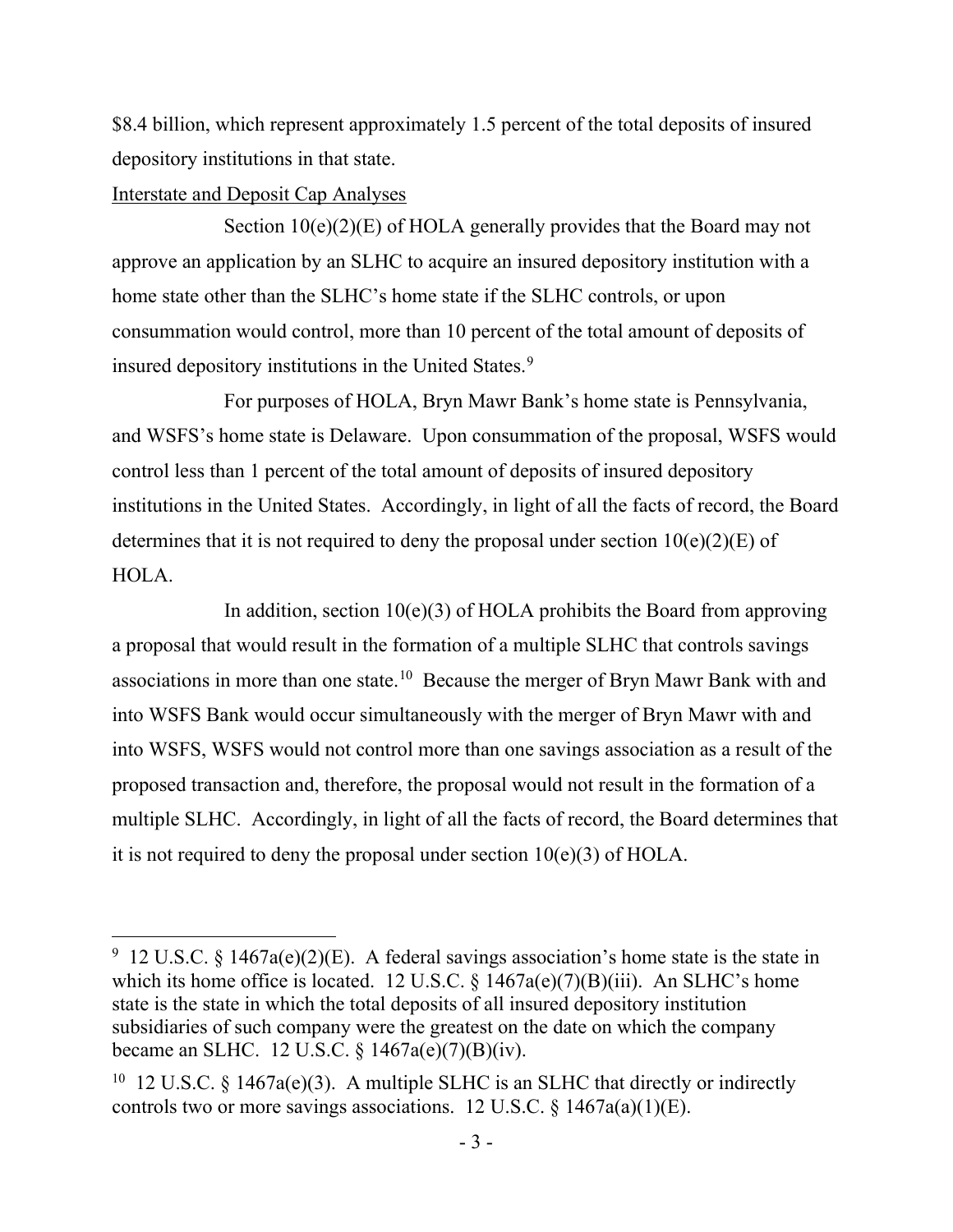$8.4 billion, which represent approximately 1.5 percent of the total deposits of insured depository institutions in that state.

Interstate and Deposit Cap Analyses

Section 10(e)(2)(E) of HOLA generally provides that the Board may not approve an application by an SLHC to acquire an insured depository institution with a home state other than the SLHC's home state if the SLHC controls, or upon consummation would control, more than 10 percent of the total amount of deposits of insured depository institutions in the United States.[9]

For purposes of HOLA, Bryn Mawr Bank's home state is Pennsylvania, and WSFS's home state is Delaware. Upon consummation of the proposal, WSFS would control less than 1 percent of the total amount of deposits of insured depository institutions in the United States. Accordingly, in light of all the facts of record, the Board determines that it is not required to deny the proposal under section 10(e)(2)(E) of HOLA.

In addition, section 10(e)(3) of HOLA prohibits the Board from approving a proposal that would result in the formation of a multiple SLHC that controls savings associations in more than one state.[10] Because the merger of Bryn Mawr Bank with and into WSFS Bank would occur simultaneously with the merger of Bryn Mawr with and into WSFS, WSFS would not control more than one savings association as a result of the proposed transaction and, therefore, the proposal would not result in the formation of a multiple SLHC. Accordingly, in light of all the facts of record, the Board determines that it is not required to deny the proposal under section 10(e)(3) of HOLA.

---

[9] 12 U.S.C. § 1467a(e)(2)(E). A federal savings association's home state is the state in which its home office is located. 12 U.S.C. § 1467a(e)(7)(B)(iii). An SLHC's home state is the state in which the total deposits of all insured depository institution subsidiaries of such company were the greatest on the date on which the company became an SLHC. 12 U.S.C. § 1467a(e)(7)(B)(iv).

[10] 12 U.S.C. § 1467a(e)(3). A multiple SLHC is an SLHC that directly or indirectly controls two or more savings associations. 12 U.S.C. § 1467a(a)(1)(E).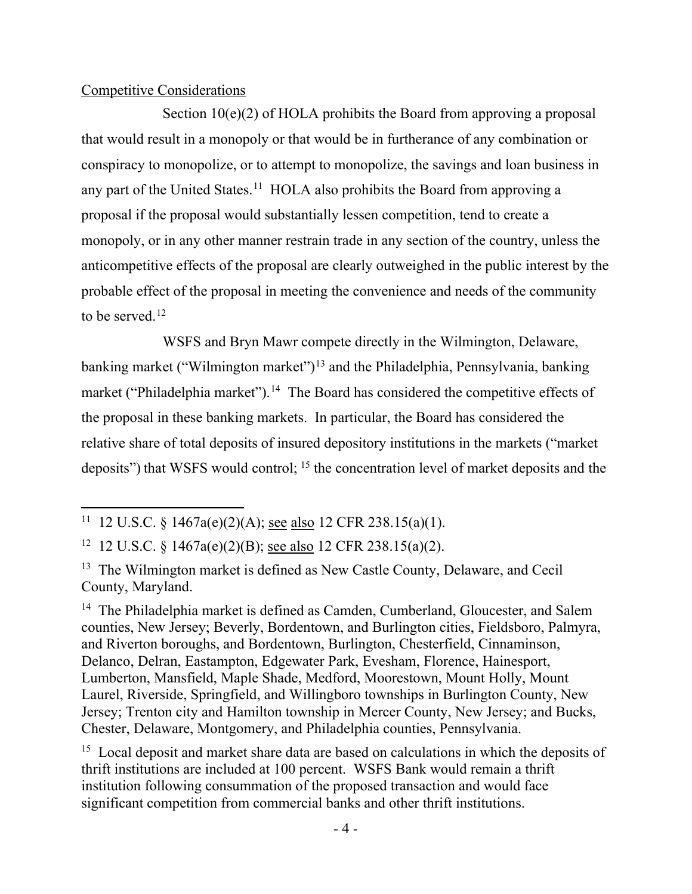Competitive Considerations

Section 10(e)(2) of HOLA prohibits the Board from approving a proposal that would result in a monopoly or that would be in furtherance of any combination or conspiracy to monopolize, or to attempt to monopolize, the savings and loan business in any part of the United States.[11] HOLA also prohibits the Board from approving a proposal if the proposal would substantially lessen competition, tend to create a monopoly, or in any other manner restrain trade in any section of the country, unless the anticompetitive effects of the proposal are clearly outweighed in the public interest by the probable effect of the proposal in meeting the convenience and needs of the community to be served.[12]

WSFS and Bryn Mawr compete directly in the Wilmington, Delaware, banking market ("Wilmington market")[13] and the Philadelphia, Pennsylvania, banking market ("Philadelphia market").[14] The Board has considered the competitive effects of the proposal in these banking markets. In particular, the Board has considered the relative share of total deposits of insured depository institutions in the markets ("market deposits") that WSFS would control; [15] the concentration level of market deposits and the

---

[11] 12 U.S.C. § 1467a(e)(2)(A); see also 12 CFR 238.15(a)(1).

[12] 12 U.S.C. § 1467a(e)(2)(B); see also 12 CFR 238.15(a)(2).

[13] The Wilmington market is defined as New Castle County, Delaware, and Cecil County, Maryland.

[14] The Philadelphia market is defined as Camden, Cumberland, Gloucester, and Salem counties, New Jersey; Beverly, Bordentown, and Burlington cities, Fieldsboro, Palmyra, and Riverton boroughs, and Bordentown, Burlington, Chesterfield, Cinnaminson, Delanco, Delran, Eastampton, Edgewater Park, Evesham, Florence, Hainesport, Lumberton, Mansfield, Maple Shade, Medford, Moorestown, Mount Holly, Mount Laurel, Riverside, Springfield, and Willingboro townships in Burlington County, New Jersey; Trenton city and Hamilton township in Mercer County, New Jersey; and Bucks, Chester, Delaware, Montgomery, and Philadelphia counties, Pennsylvania.

[15] Local deposit and market share data are based on calculations in which the deposits of thrift institutions are included at 100 percent. WSFS Bank would remain a thrift institution following consummation of the proposed transaction and would face significant competition from commercial banks and other thrift institutions.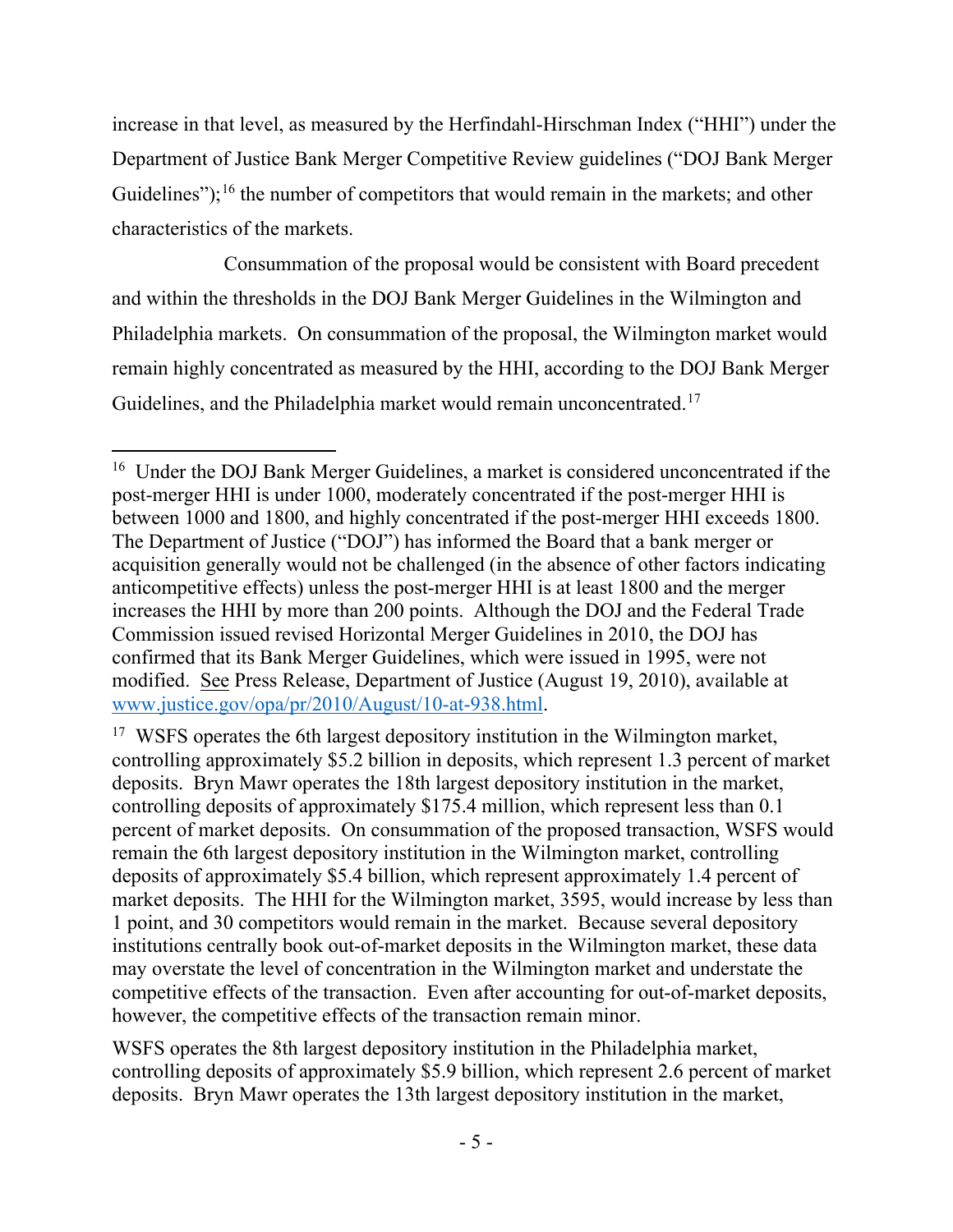increase in that level, as measured by the Herfindahl-Hirschman Index ("HHI") under the Department of Justice Bank Merger Competitive Review guidelines ("DOJ Bank Merger Guidelines");[16] the number of competitors that would remain in the markets; and other characteristics of the markets.

Consummation of the proposal would be consistent with Board precedent and within the thresholds in the DOJ Bank Merger Guidelines in the Wilmington and Philadelphia markets. On consummation of the proposal, the Wilmington market would remain highly concentrated as measured by the HHI, according to the DOJ Bank Merger Guidelines, and the Philadelphia market would remain unconcentrated.[17]

---

[16] Under the DOJ Bank Merger Guidelines, a market is considered unconcentrated if the post-merger HHI is under 1000, moderately concentrated if the post-merger HHI is between 1000 and 1800, and highly concentrated if the post-merger HHI exceeds 1800. The Department of Justice ("DOJ") has informed the Board that a bank merger or acquisition generally would not be challenged (in the absence of other factors indicating anticompetitive effects) unless the post-merger HHI is at least 1800 and the merger increases the HHI by more than 200 points. Although the DOJ and the Federal Trade Commission issued revised Horizontal Merger Guidelines in 2010, the DOJ has confirmed that its Bank Merger Guidelines, which were issued in 1995, were not modified. See Press Release, Department of Justice (August 19, 2010), available at [www.justice.gov/opa/pr/2010/August/10-at-938.html](www.justice.gov/opa/pr/2010/August/10-at-938.html).

[17] WSFS operates the 6th largest depository institution in the Wilmington market, controlling approximately $5.2 billion in deposits, which represent 1.3 percent of market deposits. Bryn Mawr operates the 18th largest depository institution in the market, controlling deposits of approximately $175.4 million, which represent less than 0.1 percent of market deposits. On consummation of the proposed transaction, WSFS would remain the 6th largest depository institution in the Wilmington market, controlling deposits of approximately $5.4 billion, which represent approximately 1.4 percent of market deposits. The HHI for the Wilmington market, 3595, would increase by less than 1 point, and 30 competitors would remain in the market. Because several depository institutions centrally book out-of-market deposits in the Wilmington market, these data may overstate the level of concentration in the Wilmington market and understate the competitive effects of the transaction. Even after accounting for out-of-market deposits, however, the competitive effects of the transaction remain minor.

WSFS operates the 8th largest depository institution in the Philadelphia market, controlling deposits of approximately $5.9 billion, which represent 2.6 percent of market deposits. Bryn Mawr operates the 13th largest depository institution in the market,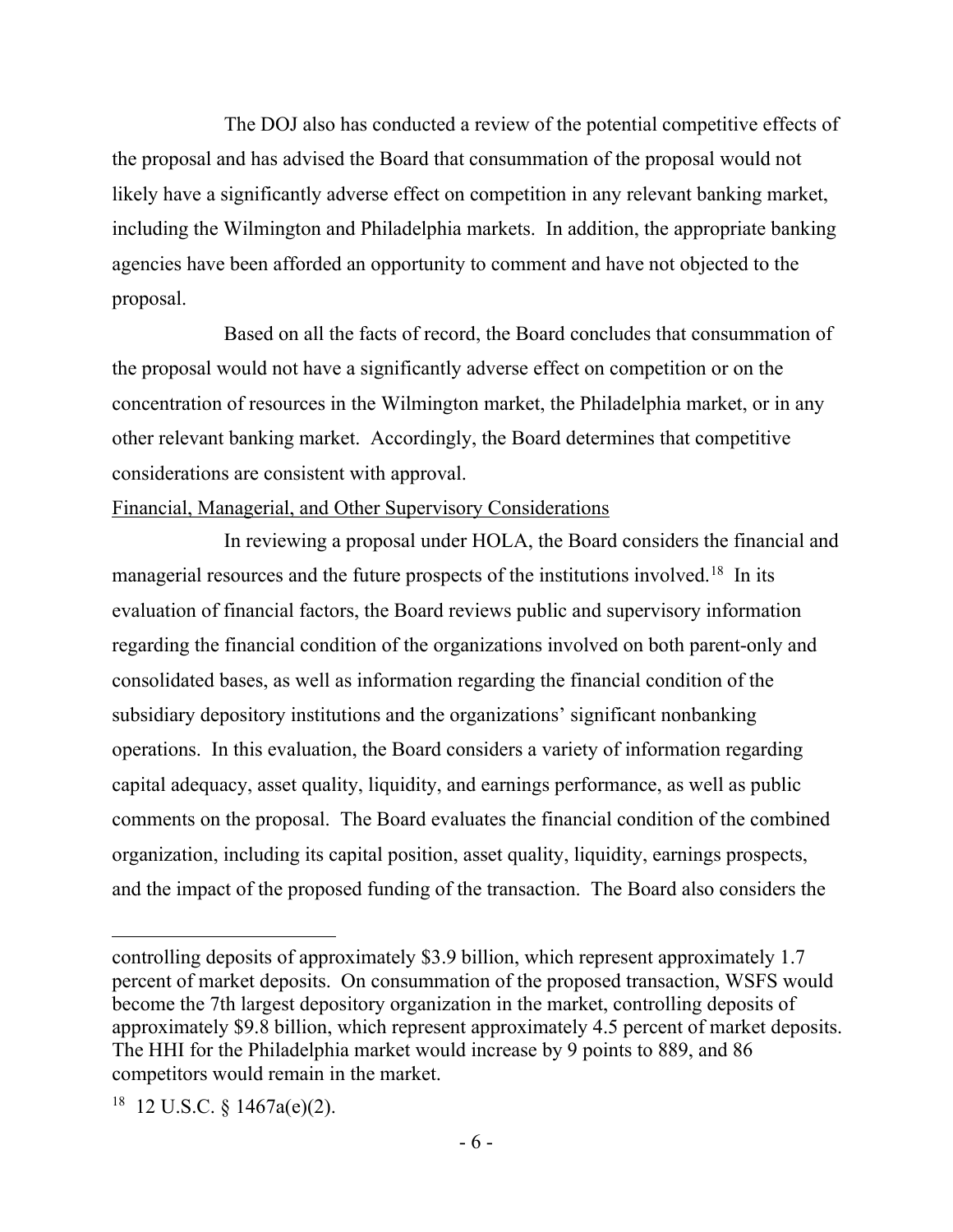The DOJ also has conducted a review of the potential competitive effects of the proposal and has advised the Board that consummation of the proposal would not likely have a significantly adverse effect on competition in any relevant banking market, including the Wilmington and Philadelphia markets. In addition, the appropriate banking agencies have been afforded an opportunity to comment and have not objected to the proposal.

Based on all the facts of record, the Board concludes that consummation of the proposal would not have a significantly adverse effect on competition or on the concentration of resources in the Wilmington market, the Philadelphia market, or in any other relevant banking market. Accordingly, the Board determines that competitive considerations are consistent with approval.

Financial, Managerial, and Other Supervisory Considerations

In reviewing a proposal under HOLA, the Board considers the financial and managerial resources and the future prospects of the institutions involved.[18] In its evaluation of financial factors, the Board reviews public and supervisory information regarding the financial condition of the organizations involved on both parent-only and consolidated bases, as well as information regarding the financial condition of the subsidiary depository institutions and the organizations' significant nonbanking operations. In this evaluation, the Board considers a variety of information regarding capital adequacy, asset quality, liquidity, and earnings performance, as well as public comments on the proposal. The Board evaluates the financial condition of the combined organization, including its capital position, asset quality, liquidity, earnings prospects, and the impact of the proposed funding of the transaction. The Board also considers the

---

controlling deposits of approximately $3.9 billion, which represent approximately 1.7 percent of market deposits. On consummation of the proposed transaction, WSFS would become the 7th largest depository organization in the market, controlling deposits of approximately $9.8 billion, which represent approximately 4.5 percent of market deposits. The HHI for the Philadelphia market would increase by 9 points to 889, and 86 competitors would remain in the market.

[18] 12 U.S.C. § 1467a(e)(2).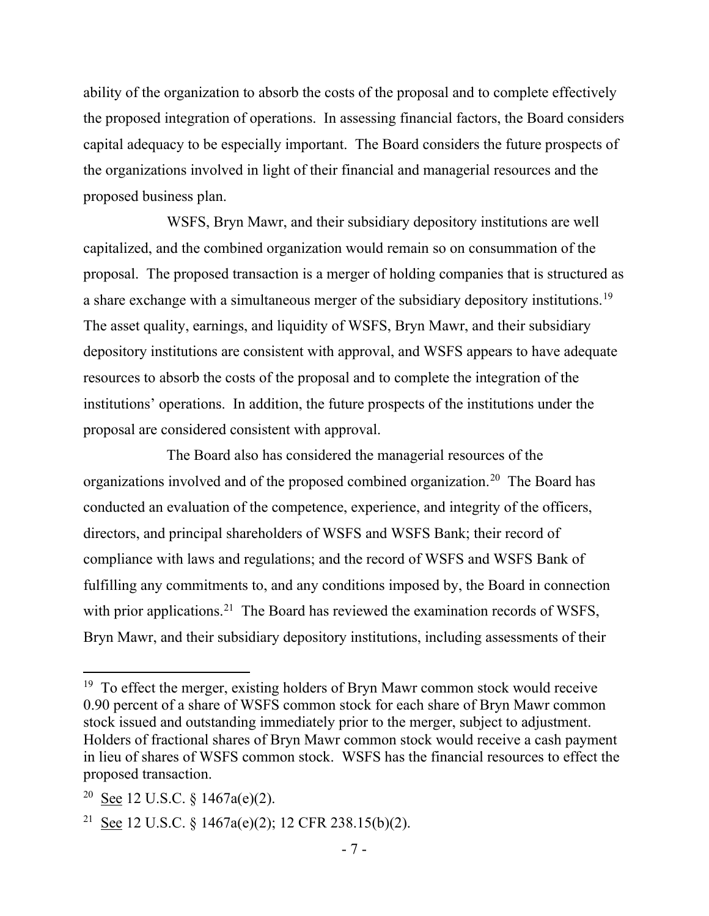ability of the organization to absorb the costs of the proposal and to complete effectively the proposed integration of operations. In assessing financial factors, the Board considers capital adequacy to be especially important. The Board considers the future prospects of the organizations involved in light of their financial and managerial resources and the proposed business plan.

WSFS, Bryn Mawr, and their subsidiary depository institutions are well capitalized, and the combined organization would remain so on consummation of the proposal. The proposed transaction is a merger of holding companies that is structured as a share exchange with a simultaneous merger of the subsidiary depository institutions.[19] The asset quality, earnings, and liquidity of WSFS, Bryn Mawr, and their subsidiary depository institutions are consistent with approval, and WSFS appears to have adequate resources to absorb the costs of the proposal and to complete the integration of the institutions' operations. In addition, the future prospects of the institutions under the proposal are considered consistent with approval.

The Board also has considered the managerial resources of the organizations involved and of the proposed combined organization.[20] The Board has conducted an evaluation of the competence, experience, and integrity of the officers, directors, and principal shareholders of WSFS and WSFS Bank; their record of compliance with laws and regulations; and the record of WSFS and WSFS Bank of fulfilling any commitments to, and any conditions imposed by, the Board in connection with prior applications.[21] The Board has reviewed the examination records of WSFS, Bryn Mawr, and their subsidiary depository institutions, including assessments of their

---

[19] To effect the merger, existing holders of Bryn Mawr common stock would receive 0.90 percent of a share of WSFS common stock for each share of Bryn Mawr common stock issued and outstanding immediately prior to the merger, subject to adjustment. Holders of fractional shares of Bryn Mawr common stock would receive a cash payment in lieu of shares of WSFS common stock. WSFS has the financial resources to effect the proposed transaction.

[20] See 12 U.S.C. § 1467a(e)(2).

[21] See 12 U.S.C. § 1467a(e)(2); 12 CFR 238.15(b)(2).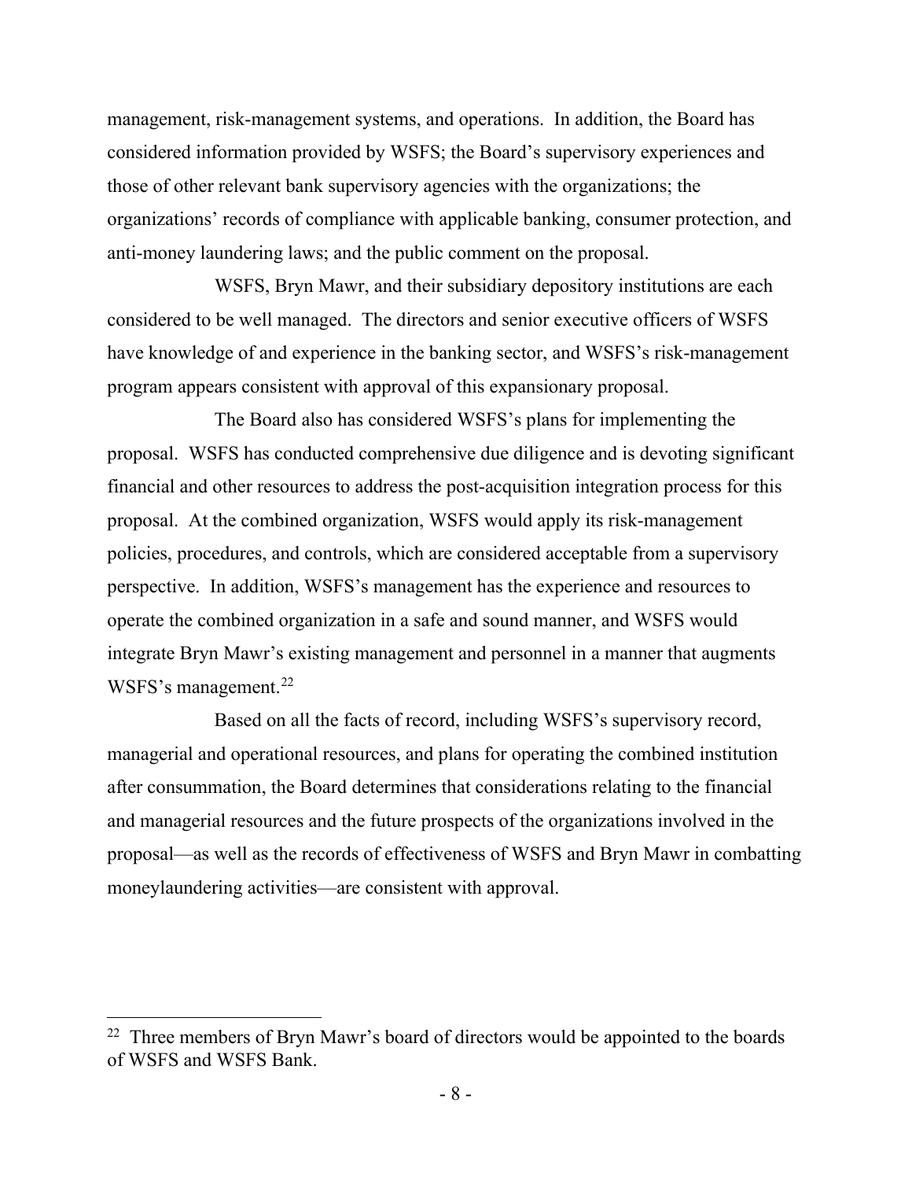management, risk-management systems, and operations. In addition, the Board has considered information provided by WSFS; the Board's supervisory experiences and those of other relevant bank supervisory agencies with the organizations; the organizations' records of compliance with applicable banking, consumer protection, and anti-money laundering laws; and the public comment on the proposal.

WSFS, Bryn Mawr, and their subsidiary depository institutions are each considered to be well managed. The directors and senior executive officers of WSFS have knowledge of and experience in the banking sector, and WSFS's risk-management program appears consistent with approval of this expansionary proposal.

The Board also has considered WSFS's plans for implementing the proposal. WSFS has conducted comprehensive due diligence and is devoting significant financial and other resources to address the post-acquisition integration process for this proposal. At the combined organization, WSFS would apply its risk-management policies, procedures, and controls, which are considered acceptable from a supervisory perspective. In addition, WSFS's management has the experience and resources to operate the combined organization in a safe and sound manner, and WSFS would integrate Bryn Mawr's existing management and personnel in a manner that augments WSFS's management.[22]

Based on all the facts of record, including WSFS's supervisory record, managerial and operational resources, and plans for operating the combined institution after consummation, the Board determines that considerations relating to the financial and managerial resources and the future prospects of the organizations involved in the proposal—as well as the records of effectiveness of WSFS and Bryn Mawr in combatting moneylaundering activities—are consistent with approval.

---

[22] Three members of Bryn Mawr's board of directors would be appointed to the boards of WSFS and WSFS Bank.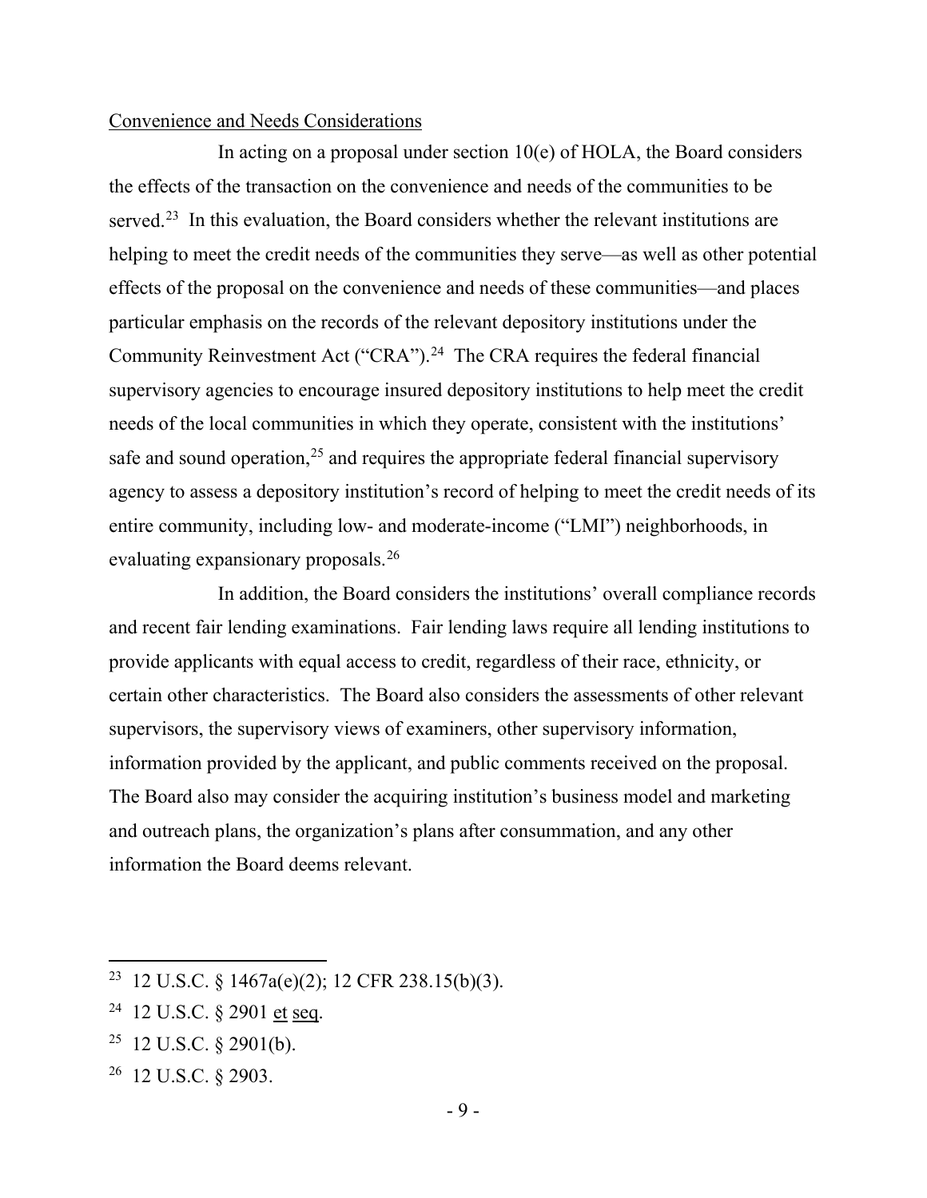Convenience and Needs Considerations

In acting on a proposal under section 10(e) of HOLA, the Board considers the effects of the transaction on the convenience and needs of the communities to be served.[23] In this evaluation, the Board considers whether the relevant institutions are helping to meet the credit needs of the communities they serve—as well as other potential effects of the proposal on the convenience and needs of these communities—and places particular emphasis on the records of the relevant depository institutions under the Community Reinvestment Act ("CRA").[24] The CRA requires the federal financial supervisory agencies to encourage insured depository institutions to help meet the credit needs of the local communities in which they operate, consistent with the institutions' safe and sound operation,[25] and requires the appropriate federal financial supervisory agency to assess a depository institution's record of helping to meet the credit needs of its entire community, including low- and moderate-income ("LMI") neighborhoods, in evaluating expansionary proposals.[26]

In addition, the Board considers the institutions' overall compliance records and recent fair lending examinations. Fair lending laws require all lending institutions to provide applicants with equal access to credit, regardless of their race, ethnicity, or certain other characteristics. The Board also considers the assessments of other relevant supervisors, the supervisory views of examiners, other supervisory information, information provided by the applicant, and public comments received on the proposal. The Board also may consider the acquiring institution's business model and marketing and outreach plans, the organization's plans after consummation, and any other information the Board deems relevant.

---

[23] 12 U.S.C. § 1467a(e)(2); 12 CFR 238.15(b)(3).

[24] 12 U.S.C. § 2901 et seq.

[25] 12 U.S.C. § 2901(b).

[26] 12 U.S.C. § 2903.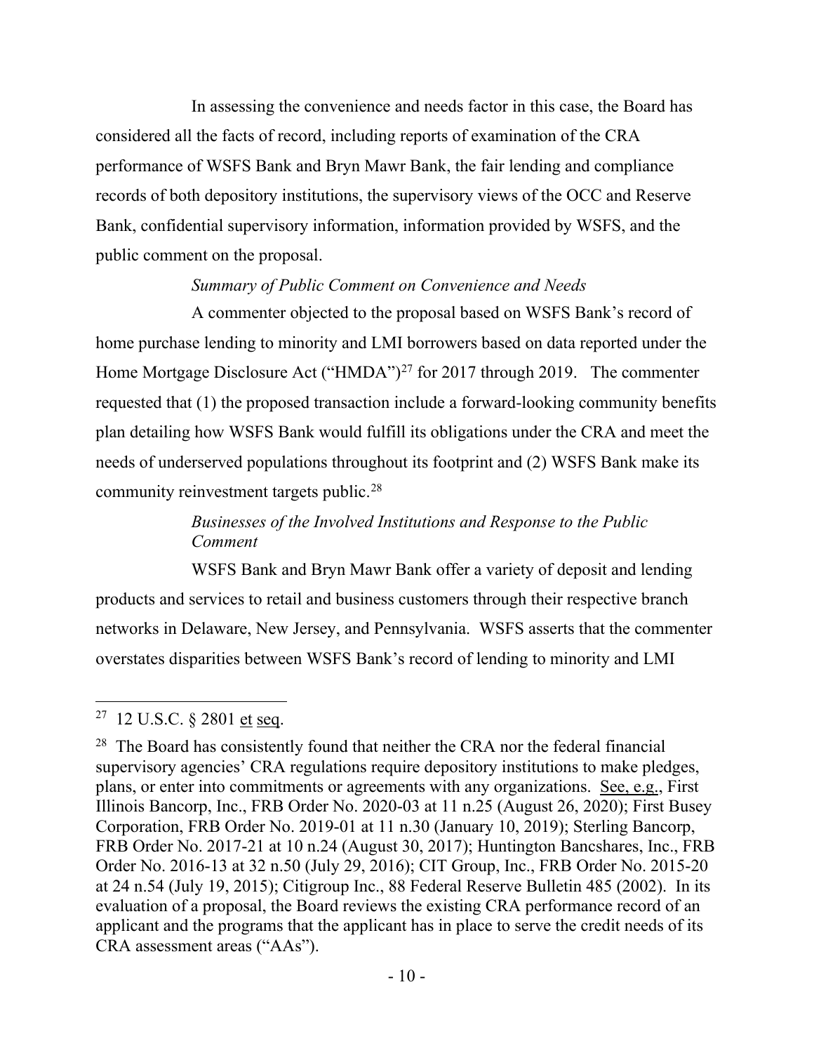In assessing the convenience and needs factor in this case, the Board has considered all the facts of record, including reports of examination of the CRA performance of WSFS Bank and Bryn Mawr Bank, the fair lending and compliance records of both depository institutions, the supervisory views of the OCC and Reserve Bank, confidential supervisory information, information provided by WSFS, and the public comment on the proposal.

*Summary of Public Comment on Convenience and Needs*

A commenter objected to the proposal based on WSFS Bank's record of home purchase lending to minority and LMI borrowers based on data reported under the Home Mortgage Disclosure Act ("HMDA")[27] for 2017 through 2019. The commenter requested that (1) the proposed transaction include a forward-looking community benefits plan detailing how WSFS Bank would fulfill its obligations under the CRA and meet the needs of underserved populations throughout its footprint and (2) WSFS Bank make its community reinvestment targets public.[28]

*Businesses of the Involved Institutions and Response to the Public Comment*

WSFS Bank and Bryn Mawr Bank offer a variety of deposit and lending products and services to retail and business customers through their respective branch networks in Delaware, New Jersey, and Pennsylvania. WSFS asserts that the commenter overstates disparities between WSFS Bank's record of lending to minority and LMI

---

[27] 12 U.S.C. § 2801 et seq.

[28] The Board has consistently found that neither the CRA nor the federal financial supervisory agencies' CRA regulations require depository institutions to make pledges, plans, or enter into commitments or agreements with any organizations. See, e.g., First Illinois Bancorp, Inc., FRB Order No. 2020-03 at 11 n.25 (August 26, 2020); First Busey Corporation, FRB Order No. 2019-01 at 11 n.30 (January 10, 2019); Sterling Bancorp, FRB Order No. 2017-21 at 10 n.24 (August 30, 2017); Huntington Bancshares, Inc., FRB Order No. 2016-13 at 32 n.50 (July 29, 2016); CIT Group, Inc., FRB Order No. 2015-20 at 24 n.54 (July 19, 2015); Citigroup Inc., 88 Federal Reserve Bulletin 485 (2002). In its evaluation of a proposal, the Board reviews the existing CRA performance record of an applicant and the programs that the applicant has in place to serve the credit needs of its CRA assessment areas ("AAs").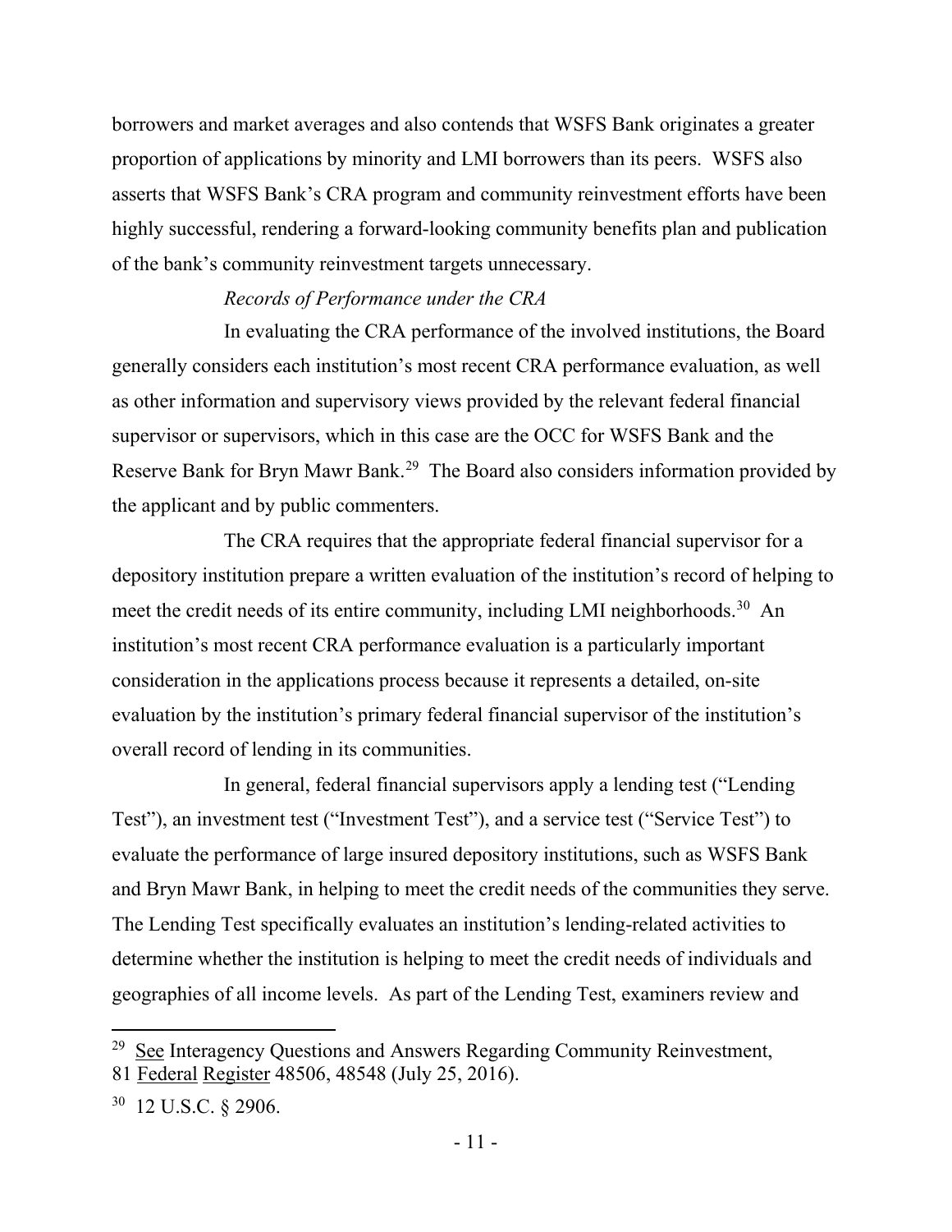borrowers and market averages and also contends that WSFS Bank originates a greater proportion of applications by minority and LMI borrowers than its peers. WSFS also asserts that WSFS Bank's CRA program and community reinvestment efforts have been highly successful, rendering a forward-looking community benefits plan and publication of the bank's community reinvestment targets unnecessary.

*Records of Performance under the CRA*

In evaluating the CRA performance of the involved institutions, the Board generally considers each institution's most recent CRA performance evaluation, as well as other information and supervisory views provided by the relevant federal financial supervisor or supervisors, which in this case are the OCC for WSFS Bank and the Reserve Bank for Bryn Mawr Bank.[29] The Board also considers information provided by the applicant and by public commenters.

The CRA requires that the appropriate federal financial supervisor for a depository institution prepare a written evaluation of the institution's record of helping to meet the credit needs of its entire community, including LMI neighborhoods.[30] An institution's most recent CRA performance evaluation is a particularly important consideration in the applications process because it represents a detailed, on-site evaluation by the institution's primary federal financial supervisor of the institution's overall record of lending in its communities.

In general, federal financial supervisors apply a lending test ("Lending Test"), an investment test ("Investment Test"), and a service test ("Service Test") to evaluate the performance of large insured depository institutions, such as WSFS Bank and Bryn Mawr Bank, in helping to meet the credit needs of the communities they serve. The Lending Test specifically evaluates an institution's lending-related activities to determine whether the institution is helping to meet the credit needs of individuals and geographies of all income levels. As part of the Lending Test, examiners review and

---

[29] See Interagency Questions and Answers Regarding Community Reinvestment, 81 Federal Register 48506, 48548 (July 25, 2016).

[30] 12 U.S.C. § 2906.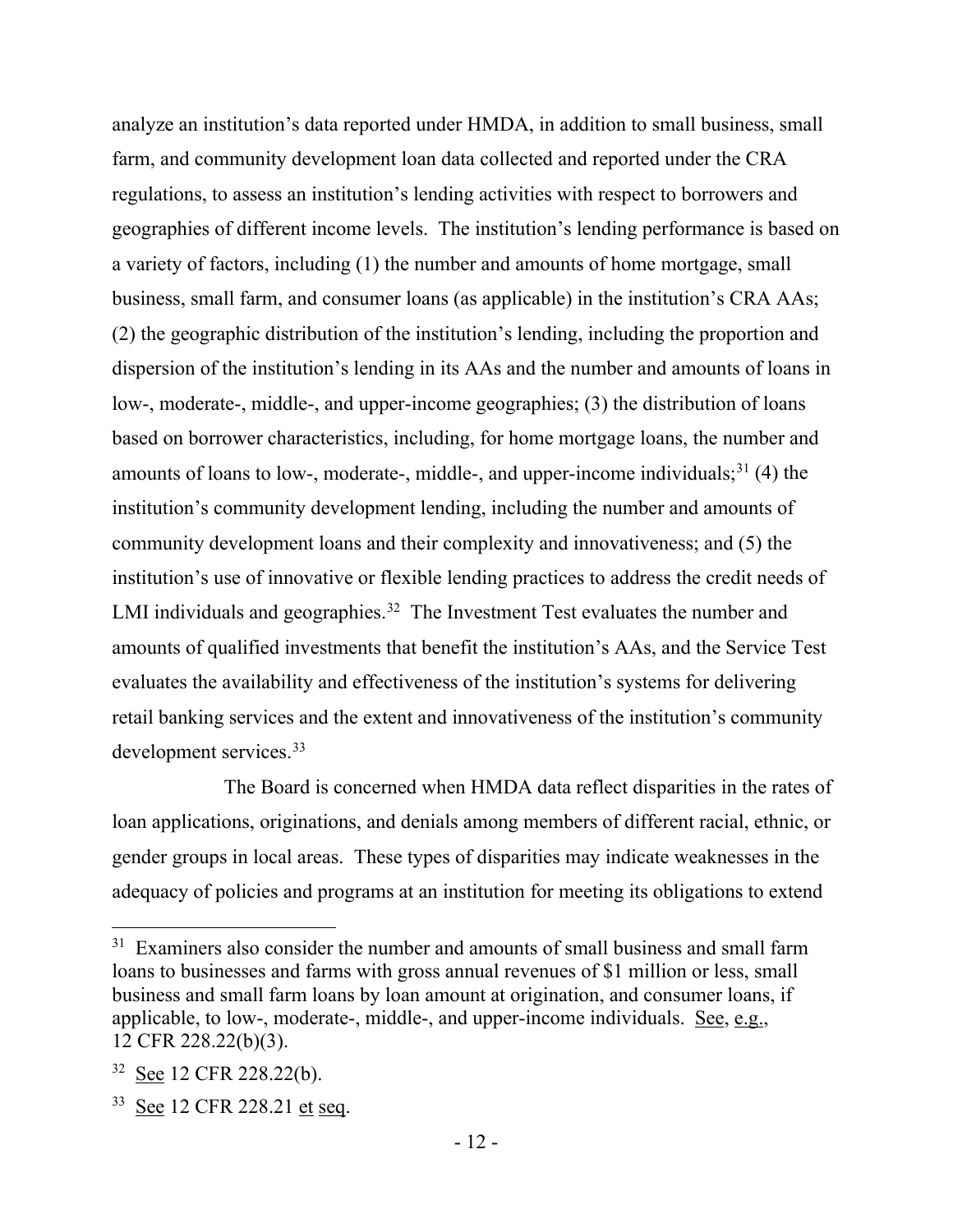analyze an institution's data reported under HMDA, in addition to small business, small farm, and community development loan data collected and reported under the CRA regulations, to assess an institution's lending activities with respect to borrowers and geographies of different income levels. The institution's lending performance is based on a variety of factors, including (1) the number and amounts of home mortgage, small business, small farm, and consumer loans (as applicable) in the institution's CRA AAs; (2) the geographic distribution of the institution's lending, including the proportion and dispersion of the institution's lending in its AAs and the number and amounts of loans in low-, moderate-, middle-, and upper-income geographies; (3) the distribution of loans based on borrower characteristics, including, for home mortgage loans, the number and amounts of loans to low-, moderate-, middle-, and upper-income individuals;[31] (4) the institution's community development lending, including the number and amounts of community development loans and their complexity and innovativeness; and (5) the institution's use of innovative or flexible lending practices to address the credit needs of LMI individuals and geographies.[32] The Investment Test evaluates the number and amounts of qualified investments that benefit the institution's AAs, and the Service Test evaluates the availability and effectiveness of the institution's systems for delivering retail banking services and the extent and innovativeness of the institution's community development services.[33]

The Board is concerned when HMDA data reflect disparities in the rates of loan applications, originations, and denials among members of different racial, ethnic, or gender groups in local areas. These types of disparities may indicate weaknesses in the adequacy of policies and programs at an institution for meeting its obligations to extend

---

[31] Examiners also consider the number and amounts of small business and small farm loans to businesses and farms with gross annual revenues of $1 million or less, small business and small farm loans by loan amount at origination, and consumer loans, if applicable, to low-, moderate-, middle-, and upper-income individuals. See, e.g., 12 CFR 228.22(b)(3).

[32] See 12 CFR 228.22(b).

[33] See 12 CFR 228.21 et seq.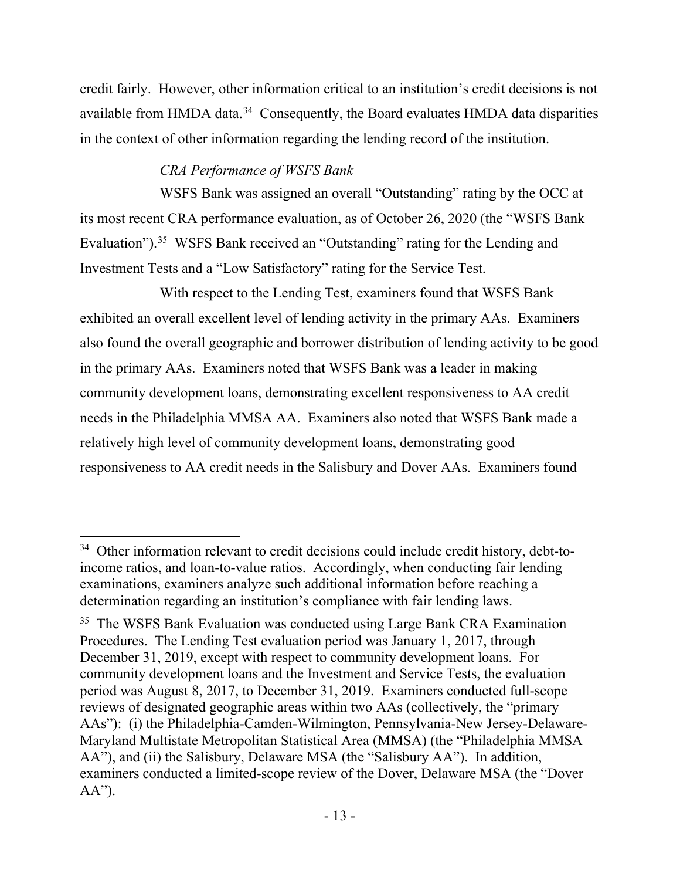credit fairly. However, other information critical to an institution's credit decisions is not available from HMDA data.[34] Consequently, the Board evaluates HMDA data disparities in the context of other information regarding the lending record of the institution.

*CRA Performance of WSFS Bank*

WSFS Bank was assigned an overall "Outstanding" rating by the OCC at its most recent CRA performance evaluation, as of October 26, 2020 (the "WSFS Bank Evaluation").[35] WSFS Bank received an "Outstanding" rating for the Lending and Investment Tests and a "Low Satisfactory" rating for the Service Test.

With respect to the Lending Test, examiners found that WSFS Bank exhibited an overall excellent level of lending activity in the primary AAs. Examiners also found the overall geographic and borrower distribution of lending activity to be good in the primary AAs. Examiners noted that WSFS Bank was a leader in making community development loans, demonstrating excellent responsiveness to AA credit needs in the Philadelphia MMSA AA. Examiners also noted that WSFS Bank made a relatively high level of community development loans, demonstrating good responsiveness to AA credit needs in the Salisbury and Dover AAs. Examiners found

---

[34] Other information relevant to credit decisions could include credit history, debt-to-income ratios, and loan-to-value ratios. Accordingly, when conducting fair lending examinations, examiners analyze such additional information before reaching a determination regarding an institution's compliance with fair lending laws.

[35] The WSFS Bank Evaluation was conducted using Large Bank CRA Examination Procedures. The Lending Test evaluation period was January 1, 2017, through December 31, 2019, except with respect to community development loans. For community development loans and the Investment and Service Tests, the evaluation period was August 8, 2017, to December 31, 2019. Examiners conducted full-scope reviews of designated geographic areas within two AAs (collectively, the "primary AAs"): (i) the Philadelphia-Camden-Wilmington, Pennsylvania-New Jersey-Delaware-Maryland Multistate Metropolitan Statistical Area (MMSA) (the "Philadelphia MMSA AA"), and (ii) the Salisbury, Delaware MSA (the "Salisbury AA"). In addition, examiners conducted a limited-scope review of the Dover, Delaware MSA (the "Dover AA").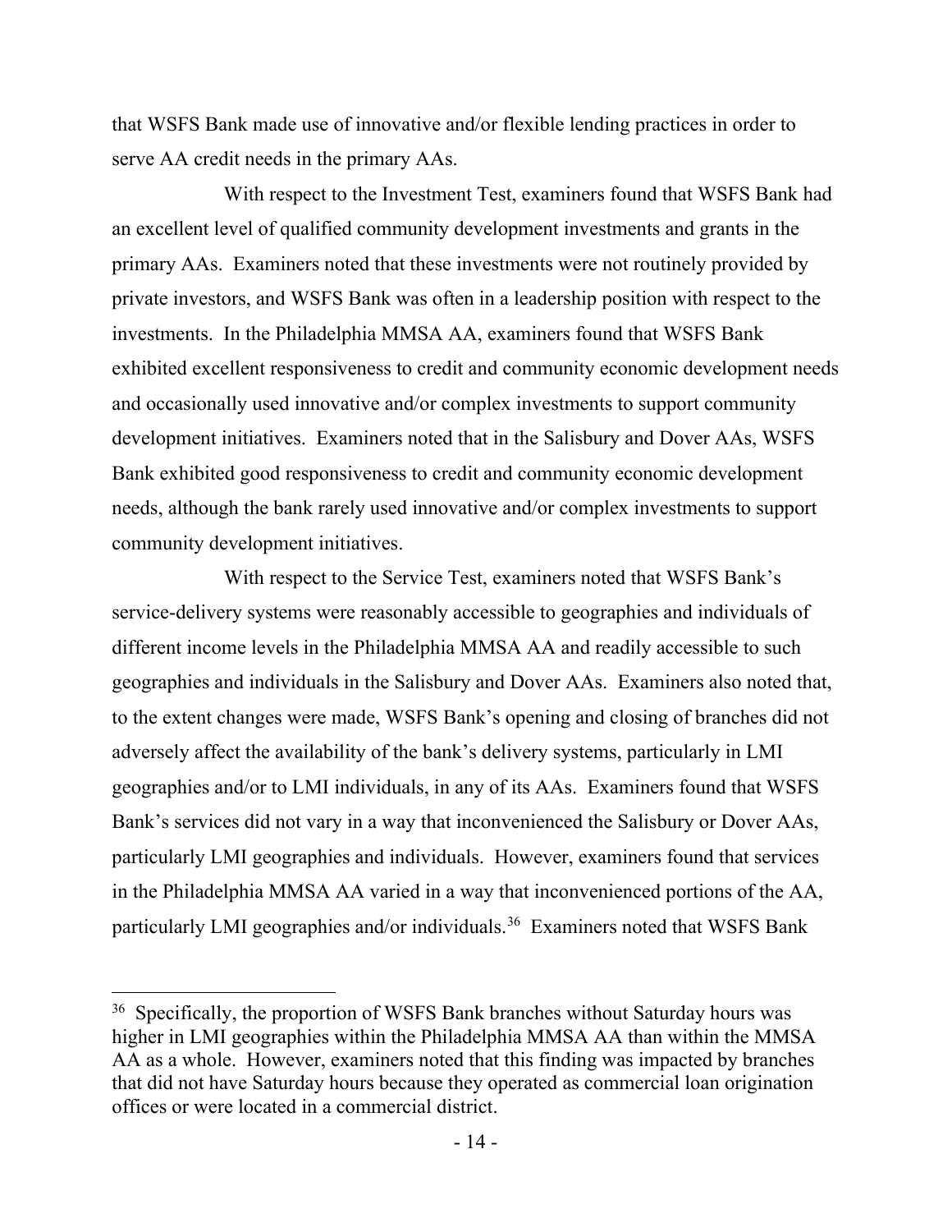that WSFS Bank made use of innovative and/or flexible lending practices in order to serve AA credit needs in the primary AAs.

With respect to the Investment Test, examiners found that WSFS Bank had an excellent level of qualified community development investments and grants in the primary AAs. Examiners noted that these investments were not routinely provided by private investors, and WSFS Bank was often in a leadership position with respect to the investments. In the Philadelphia MMSA AA, examiners found that WSFS Bank exhibited excellent responsiveness to credit and community economic development needs and occasionally used innovative and/or complex investments to support community development initiatives. Examiners noted that in the Salisbury and Dover AAs, WSFS Bank exhibited good responsiveness to credit and community economic development needs, although the bank rarely used innovative and/or complex investments to support community development initiatives.

With respect to the Service Test, examiners noted that WSFS Bank's service-delivery systems were reasonably accessible to geographies and individuals of different income levels in the Philadelphia MMSA AA and readily accessible to such geographies and individuals in the Salisbury and Dover AAs. Examiners also noted that, to the extent changes were made, WSFS Bank's opening and closing of branches did not adversely affect the availability of the bank's delivery systems, particularly in LMI geographies and/or to LMI individuals, in any of its AAs. Examiners found that WSFS Bank's services did not vary in a way that inconvenienced the Salisbury or Dover AAs, particularly LMI geographies and individuals. However, examiners found that services in the Philadelphia MMSA AA varied in a way that inconvenienced portions of the AA, particularly LMI geographies and/or individuals.[36] Examiners noted that WSFS Bank

---

[36] Specifically, the proportion of WSFS Bank branches without Saturday hours was higher in LMI geographies within the Philadelphia MMSA AA than within the MMSA AA as a whole. However, examiners noted that this finding was impacted by branches that did not have Saturday hours because they operated as commercial loan origination offices or were located in a commercial district.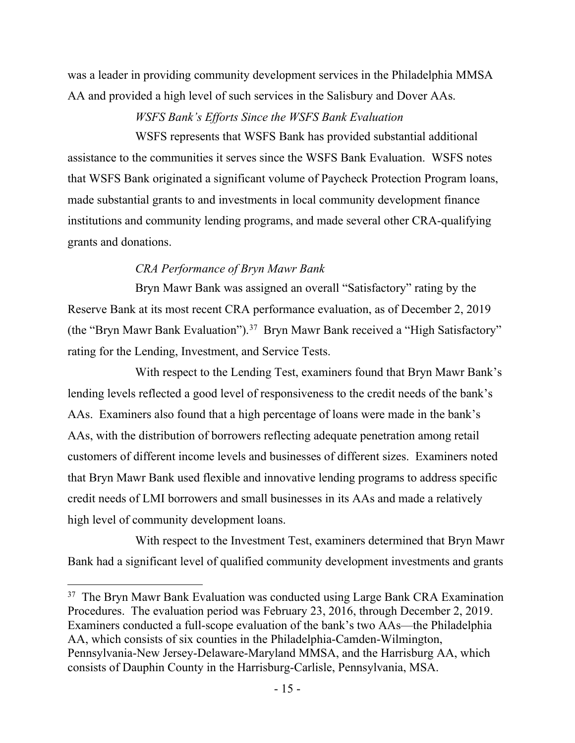was a leader in providing community development services in the Philadelphia MMSA AA and provided a high level of such services in the Salisbury and Dover AAs.

*WSFS Bank's Efforts Since the WSFS Bank Evaluation*

WSFS represents that WSFS Bank has provided substantial additional assistance to the communities it serves since the WSFS Bank Evaluation. WSFS notes that WSFS Bank originated a significant volume of Paycheck Protection Program loans, made substantial grants to and investments in local community development finance institutions and community lending programs, and made several other CRA-qualifying grants and donations.

*CRA Performance of Bryn Mawr Bank*

Bryn Mawr Bank was assigned an overall "Satisfactory" rating by the Reserve Bank at its most recent CRA performance evaluation, as of December 2, 2019 (the "Bryn Mawr Bank Evaluation").[37] Bryn Mawr Bank received a "High Satisfactory" rating for the Lending, Investment, and Service Tests.

With respect to the Lending Test, examiners found that Bryn Mawr Bank's lending levels reflected a good level of responsiveness to the credit needs of the bank's AAs. Examiners also found that a high percentage of loans were made in the bank's AAs, with the distribution of borrowers reflecting adequate penetration among retail customers of different income levels and businesses of different sizes. Examiners noted that Bryn Mawr Bank used flexible and innovative lending programs to address specific credit needs of LMI borrowers and small businesses in its AAs and made a relatively high level of community development loans.

With respect to the Investment Test, examiners determined that Bryn Mawr Bank had a significant level of qualified community development investments and grants

---

[37] The Bryn Mawr Bank Evaluation was conducted using Large Bank CRA Examination Procedures. The evaluation period was February 23, 2016, through December 2, 2019. Examiners conducted a full-scope evaluation of the bank's two AAs—the Philadelphia AA, which consists of six counties in the Philadelphia-Camden-Wilmington, Pennsylvania-New Jersey-Delaware-Maryland MMSA, and the Harrisburg AA, which consists of Dauphin County in the Harrisburg-Carlisle, Pennsylvania, MSA.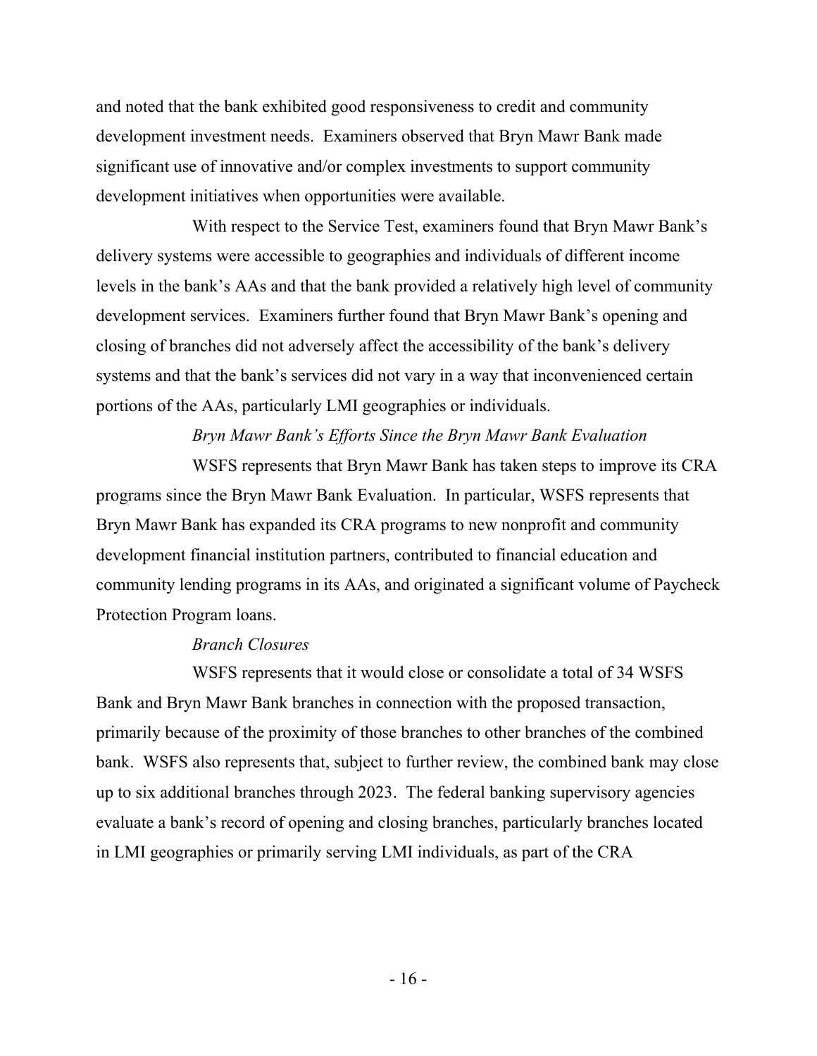and noted that the bank exhibited good responsiveness to credit and community development investment needs. Examiners observed that Bryn Mawr Bank made significant use of innovative and/or complex investments to support community development initiatives when opportunities were available.

With respect to the Service Test, examiners found that Bryn Mawr Bank's delivery systems were accessible to geographies and individuals of different income levels in the bank's AAs and that the bank provided a relatively high level of community development services. Examiners further found that Bryn Mawr Bank's opening and closing of branches did not adversely affect the accessibility of the bank's delivery systems and that the bank's services did not vary in a way that inconvenienced certain portions of the AAs, particularly LMI geographies or individuals.

*Bryn Mawr Bank's Efforts Since the Bryn Mawr Bank Evaluation*

WSFS represents that Bryn Mawr Bank has taken steps to improve its CRA programs since the Bryn Mawr Bank Evaluation. In particular, WSFS represents that Bryn Mawr Bank has expanded its CRA programs to new nonprofit and community development financial institution partners, contributed to financial education and community lending programs in its AAs, and originated a significant volume of Paycheck Protection Program loans.

*Branch Closures*

WSFS represents that it would close or consolidate a total of 34 WSFS Bank and Bryn Mawr Bank branches in connection with the proposed transaction, primarily because of the proximity of those branches to other branches of the combined bank. WSFS also represents that, subject to further review, the combined bank may close up to six additional branches through 2023. The federal banking supervisory agencies evaluate a bank's record of opening and closing branches, particularly branches located in LMI geographies or primarily serving LMI individuals, as part of the CRA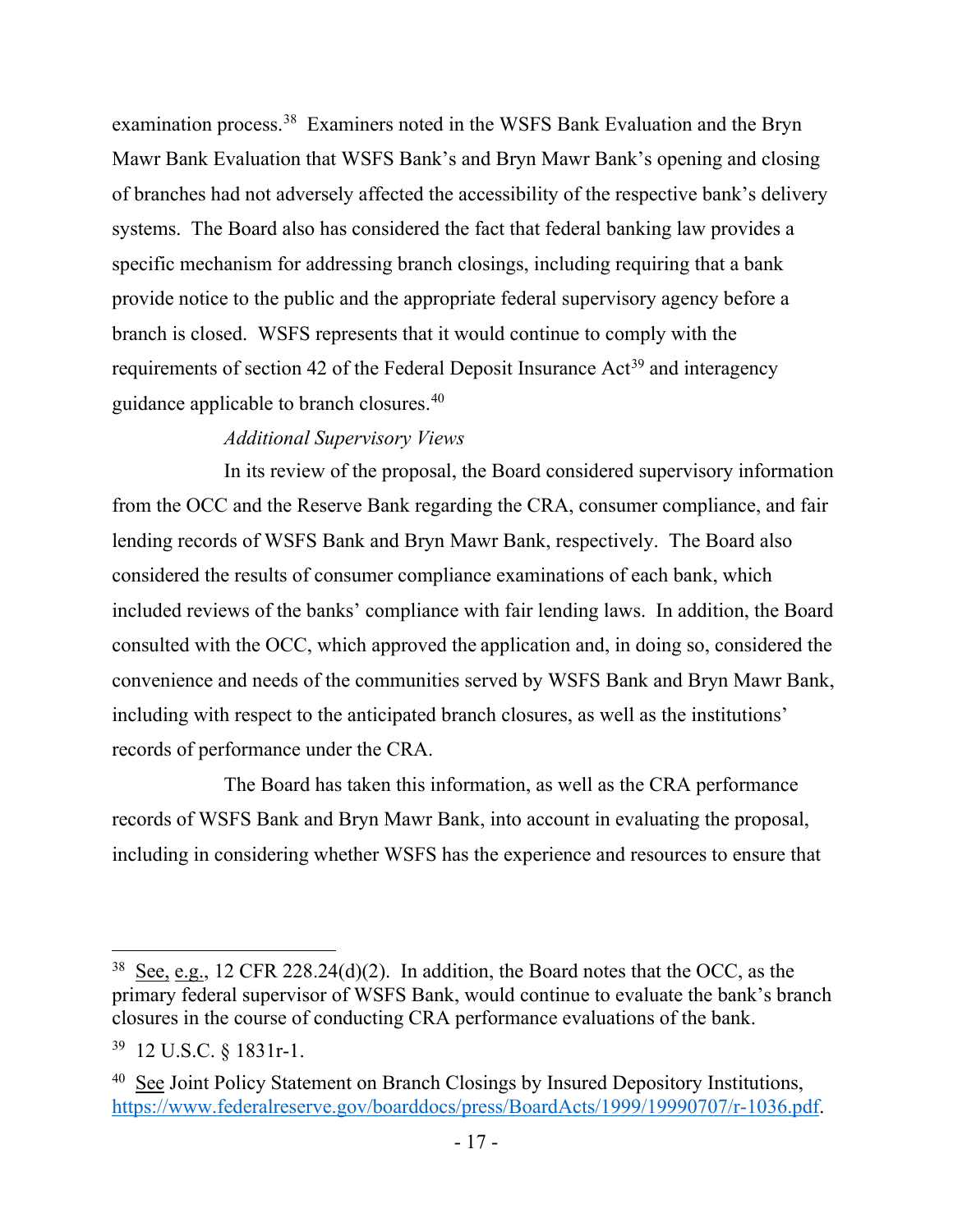examination process.[38] Examiners noted in the WSFS Bank Evaluation and the Bryn Mawr Bank Evaluation that WSFS Bank's and Bryn Mawr Bank's opening and closing of branches had not adversely affected the accessibility of the respective bank's delivery systems. The Board also has considered the fact that federal banking law provides a specific mechanism for addressing branch closings, including requiring that a bank provide notice to the public and the appropriate federal supervisory agency before a branch is closed. WSFS represents that it would continue to comply with the requirements of section 42 of the Federal Deposit Insurance Act[39] and interagency guidance applicable to branch closures.[40]

*Additional Supervisory Views*

In its review of the proposal, the Board considered supervisory information from the OCC and the Reserve Bank regarding the CRA, consumer compliance, and fair lending records of WSFS Bank and Bryn Mawr Bank, respectively. The Board also considered the results of consumer compliance examinations of each bank, which included reviews of the banks' compliance with fair lending laws. In addition, the Board consulted with the OCC, which approved the application and, in doing so, considered the convenience and needs of the communities served by WSFS Bank and Bryn Mawr Bank, including with respect to the anticipated branch closures, as well as the institutions' records of performance under the CRA.

The Board has taken this information, as well as the CRA performance records of WSFS Bank and Bryn Mawr Bank, into account in evaluating the proposal, including in considering whether WSFS has the experience and resources to ensure that

---

[38] See, e.g., 12 CFR 228.24(d)(2). In addition, the Board notes that the OCC, as the primary federal supervisor of WSFS Bank, would continue to evaluate the bank's branch closures in the course of conducting CRA performance evaluations of the bank.

[39] 12 U.S.C. § 1831r-1.

[40] See Joint Policy Statement on Branch Closings by Insured Depository Institutions, https://www.federalreserve.gov/boarddocs/press/BoardActs/1999/19990707/r-1036.pdf.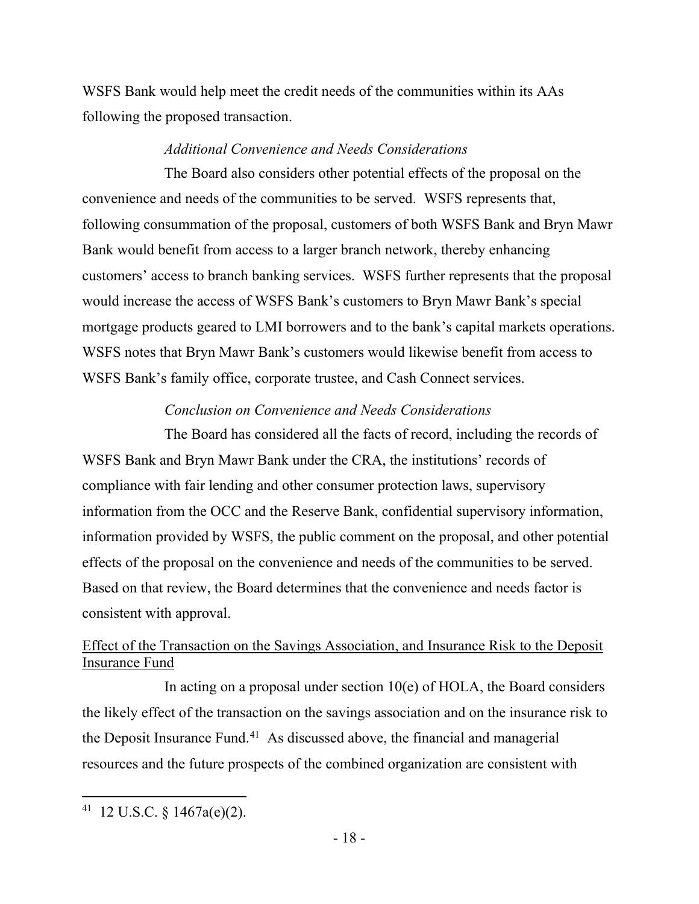WSFS Bank would help meet the credit needs of the communities within its AAs following the proposed transaction.

*Additional Convenience and Needs Considerations*

The Board also considers other potential effects of the proposal on the convenience and needs of the communities to be served. WSFS represents that, following consummation of the proposal, customers of both WSFS Bank and Bryn Mawr Bank would benefit from access to a larger branch network, thereby enhancing customers' access to branch banking services. WSFS further represents that the proposal would increase the access of WSFS Bank's customers to Bryn Mawr Bank's special mortgage products geared to LMI borrowers and to the bank's capital markets operations. WSFS notes that Bryn Mawr Bank's customers would likewise benefit from access to WSFS Bank's family office, corporate trustee, and Cash Connect services.

*Conclusion on Convenience and Needs Considerations*

The Board has considered all the facts of record, including the records of WSFS Bank and Bryn Mawr Bank under the CRA, the institutions' records of compliance with fair lending and other consumer protection laws, supervisory information from the OCC and the Reserve Bank, confidential supervisory information, information provided by WSFS, the public comment on the proposal, and other potential effects of the proposal on the convenience and needs of the communities to be served. Based on that review, the Board determines that the convenience and needs factor is consistent with approval.

Effect of the Transaction on the Savings Association, and Insurance Risk to the Deposit Insurance Fund

In acting on a proposal under section 10(e) of HOLA, the Board considers the likely effect of the transaction on the savings association and on the insurance risk to the Deposit Insurance Fund.[41] As discussed above, the financial and managerial resources and the future prospects of the combined organization are consistent with

[41] 12 U.S.C. § 1467a(e)(2).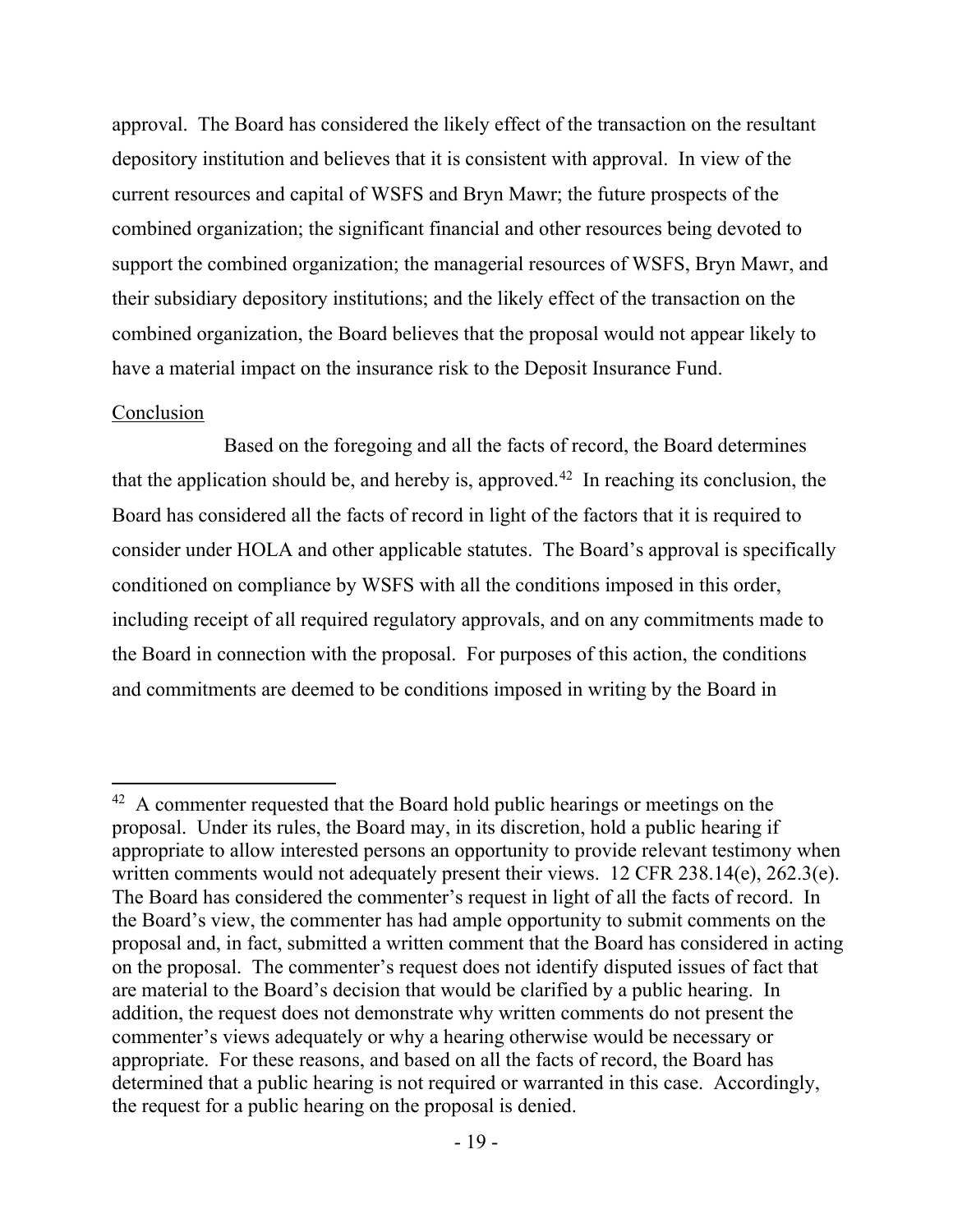approval. The Board has considered the likely effect of the transaction on the resultant depository institution and believes that it is consistent with approval. In view of the current resources and capital of WSFS and Bryn Mawr; the future prospects of the combined organization; the significant financial and other resources being devoted to support the combined organization; the managerial resources of WSFS, Bryn Mawr, and their subsidiary depository institutions; and the likely effect of the transaction on the combined organization, the Board believes that the proposal would not appear likely to have a material impact on the insurance risk to the Deposit Insurance Fund.

Conclusion

Based on the foregoing and all the facts of record, the Board determines that the application should be, and hereby is, approved.[42] In reaching its conclusion, the Board has considered all the facts of record in light of the factors that it is required to consider under HOLA and other applicable statutes. The Board's approval is specifically conditioned on compliance by WSFS with all the conditions imposed in this order, including receipt of all required regulatory approvals, and on any commitments made to the Board in connection with the proposal. For purposes of this action, the conditions and commitments are deemed to be conditions imposed in writing by the Board in

---

[42] A commenter requested that the Board hold public hearings or meetings on the proposal. Under its rules, the Board may, in its discretion, hold a public hearing if appropriate to allow interested persons an opportunity to provide relevant testimony when written comments would not adequately present their views. 12 CFR 238.14(e), 262.3(e). The Board has considered the commenter's request in light of all the facts of record. In the Board's view, the commenter has had ample opportunity to submit comments on the proposal and, in fact, submitted a written comment that the Board has considered in acting on the proposal. The commenter's request does not identify disputed issues of fact that are material to the Board's decision that would be clarified by a public hearing. In addition, the request does not demonstrate why written comments do not present the commenter's views adequately or why a hearing otherwise would be necessary or appropriate. For these reasons, and based on all the facts of record, the Board has determined that a public hearing is not required or warranted in this case. Accordingly, the request for a public hearing on the proposal is denied.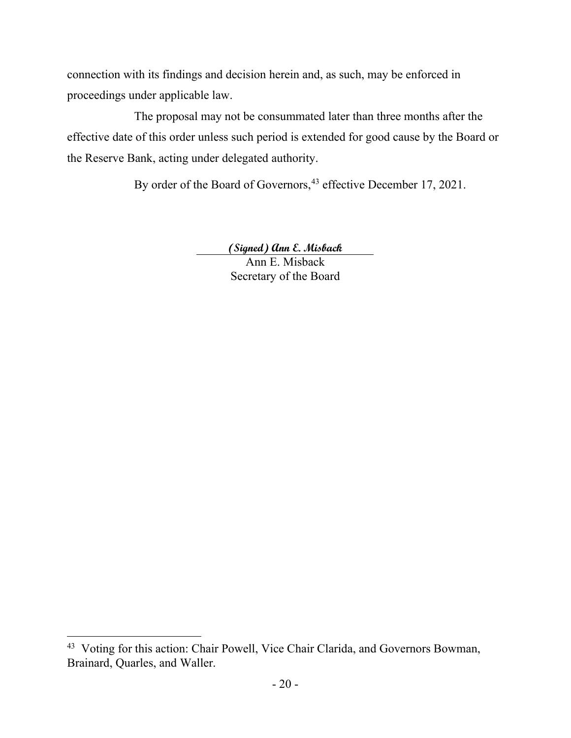connection with its findings and decision herein and, as such, may be enforced in proceedings under applicable law.

The proposal may not be consummated later than three months after the effective date of this order unless such period is extended for good cause by the Board or the Reserve Bank, acting under delegated authority.

By order of the Board of Governors,[43] effective December 17, 2021.

*(Signed) Ann E. Misback*

Ann E. Misback
Secretary of the Board

[43] Voting for this action: Chair Powell, Vice Chair Clarida, and Governors Bowman, Brainard, Quarles, and Waller.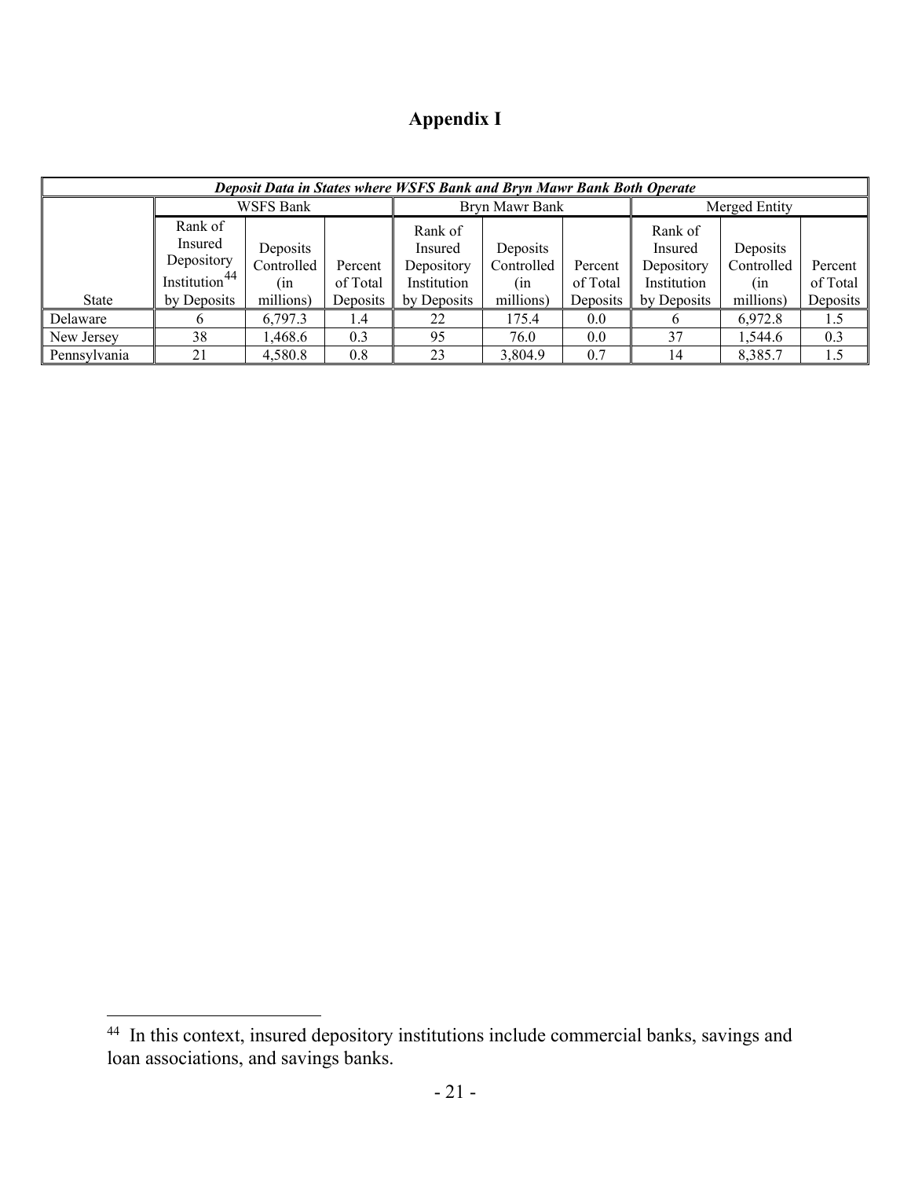# Appendix I

| *Deposit Data in States where WSFS Bank and Bryn Mawr Bank Both Operate* | | | | | | | | | |
|---|---|---|---|---|---|---|---|---|---|
| | WSFS Bank | | | Bryn Mawr Bank | | | Merged Entity | | |
| State | Rank of Insured Depository Institution[44] by Deposits | Deposits Controlled (in millions) | Percent of Total Deposits | Rank of Insured Depository Institution by Deposits | Deposits Controlled (in millions) | Percent of Total Deposits | Rank of Insured Depository Institution by Deposits | Deposits Controlled (in millions) | Percent of Total Deposits |
| Delaware | 6 | 6,797.3 | 1.4 | 22 | 175.4 | 0.0 | 6 | 6,972.8 | 1.5 |
| New Jersey | 38 | 1,468.6 | 0.3 | 95 | 76.0 | 0.0 | 37 | 1,544.6 | 0.3 |
| Pennsylvania | 21 | 4,580.8 | 0.8 | 23 | 3,804.9 | 0.7 | 14 | 8,385.7 | 1.5 |

[44] In this context, insured depository institutions include commercial banks, savings and loan associations, and savings banks.